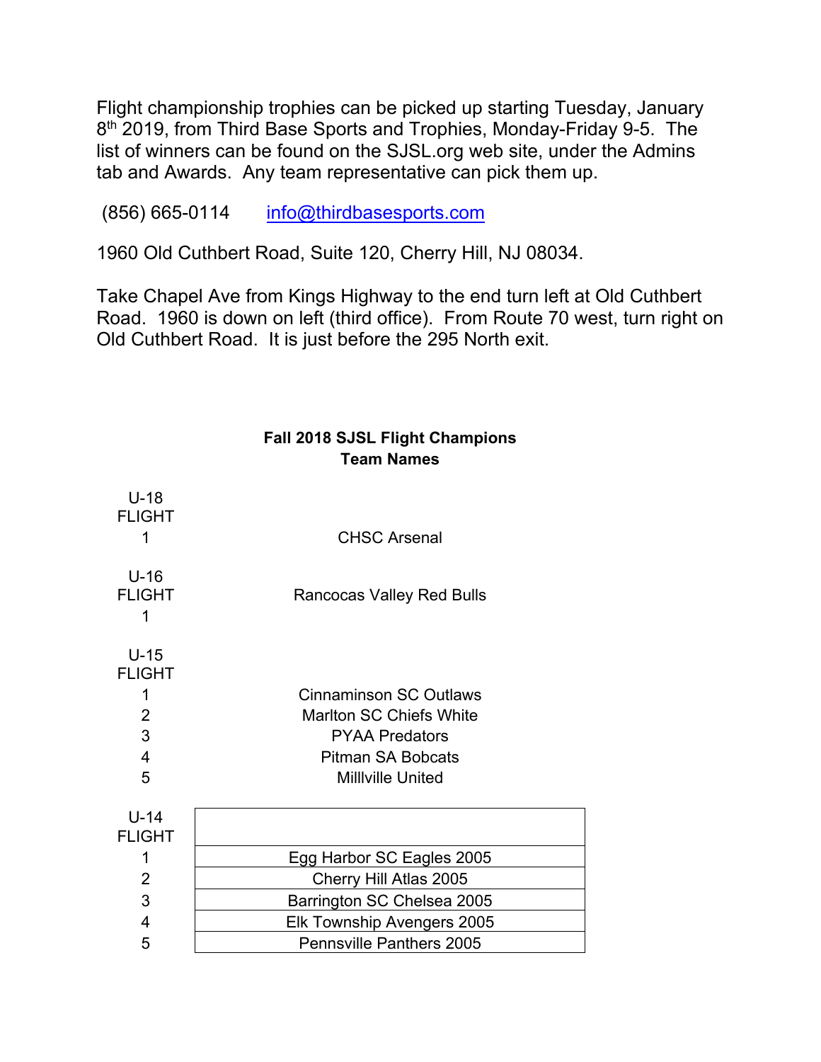Flight championship trophies can be picked up starting Tuesday, January 8th 2019, from Third Base Sports and Trophies, Monday-Friday 9-5. The list of winners can be found on the SJSL.org web site, under the Admins tab and Awards. Any team representative can pick them up.

(856) 665-0114 info@thirdbasesports.com

1960 Old Cuthbert Road, Suite 120, Cherry Hill, NJ 08034.

Take Chapel Ave from Kings Highway to the end turn left at Old Cuthbert Road. 1960 is down on left (third office). From Route 70 west, turn right on Old Cuthbert Road. It is just before the 295 North exit.

**Fall 2018 SJSL Flight Champions**
**Team Names**

| U-18 FLIGHT | |
|---|---|
| 1 | CHSC Arsenal |

| U-16 FLIGHT | |
|---|---|
| 1 | Rancocas Valley Red Bulls |

| U-15 FLIGHT | |
|---|---|
| 1 | Cinnaminson SC Outlaws |
| 2 | Marlton SC Chiefs White |
| 3 | PYAA Predators |
| 4 | Pitman SA Bobcats |
| 5 | Milllville United |

| U-14 FLIGHT | |
|---|---|
| 1 | Egg Harbor SC Eagles 2005 |
| 2 | Cherry Hill Atlas 2005 |
| 3 | Barrington SC Chelsea 2005 |
| 4 | Elk Township Avengers 2005 |
| 5 | Pennsville Panthers 2005 |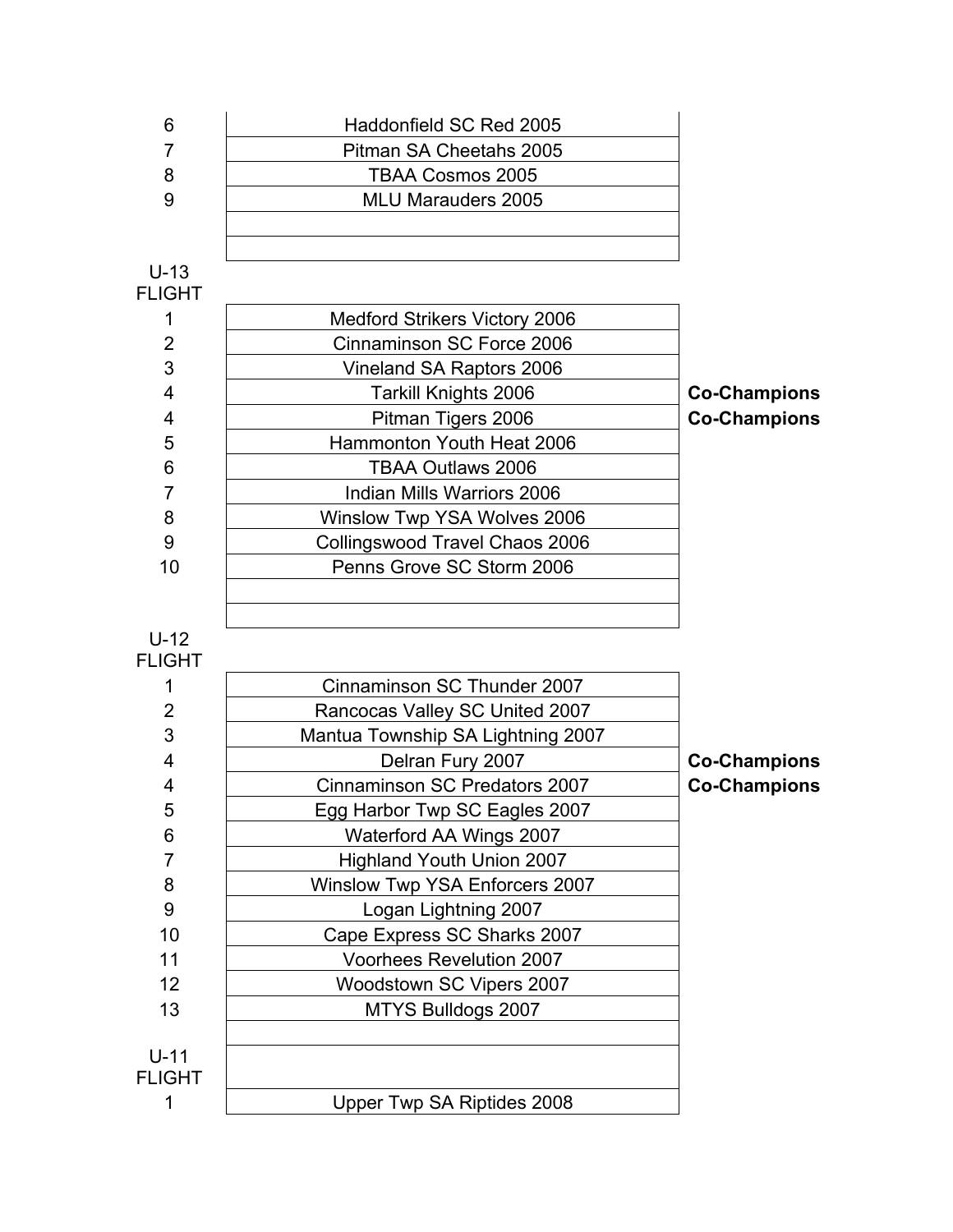| | | |
|---|---|---|
| 6 | Haddonfield SC Red 2005 | |
| 7 | Pitman SA Cheetahs 2005 | |
| 8 | TBAA Cosmos 2005 | |
| 9 | MLU Marauders 2005 | |
| | | |
| | | |

U-13
FLIGHT

| | | |
|---|---|---|
| 1 | Medford Strikers Victory 2006 | |
| 2 | Cinnaminson SC Force 2006 | |
| 3 | Vineland SA Raptors 2006 | |
| 4 | Tarkill Knights 2006 | **Co-Champions** |
| 4 | Pitman Tigers 2006 | **Co-Champions** |
| 5 | Hammonton Youth Heat 2006 | |
| 6 | TBAA Outlaws 2006 | |
| 7 | Indian Mills Warriors 2006 | |
| 8 | Winslow Twp YSA Wolves 2006 | |
| 9 | Collingswood Travel Chaos 2006 | |
| 10 | Penns Grove SC Storm 2006 | |
| | | |
| | | |

U-12
FLIGHT

| | | |
|---|---|---|
| 1 | Cinnaminson SC Thunder 2007 | |
| 2 | Rancocas Valley SC United 2007 | |
| 3 | Mantua Township SA Lightning 2007 | |
| 4 | Delran Fury 2007 | **Co-Champions** |
| 4 | Cinnaminson SC Predators 2007 | **Co-Champions** |
| 5 | Egg Harbor Twp SC Eagles 2007 | |
| 6 | Waterford AA Wings 2007 | |
| 7 | Highland Youth Union 2007 | |
| 8 | Winslow Twp YSA Enforcers 2007 | |
| 9 | Logan Lightning 2007 | |
| 10 | Cape Express SC Sharks 2007 | |
| 11 | Voorhees Revelution 2007 | |
| 12 | Woodstown SC Vipers 2007 | |
| 13 | MTYS Bulldogs 2007 | |
| | | |

U-11
FLIGHT

| | | |
|---|---|---|
| 1 | Upper Twp SA Riptides 2008 | |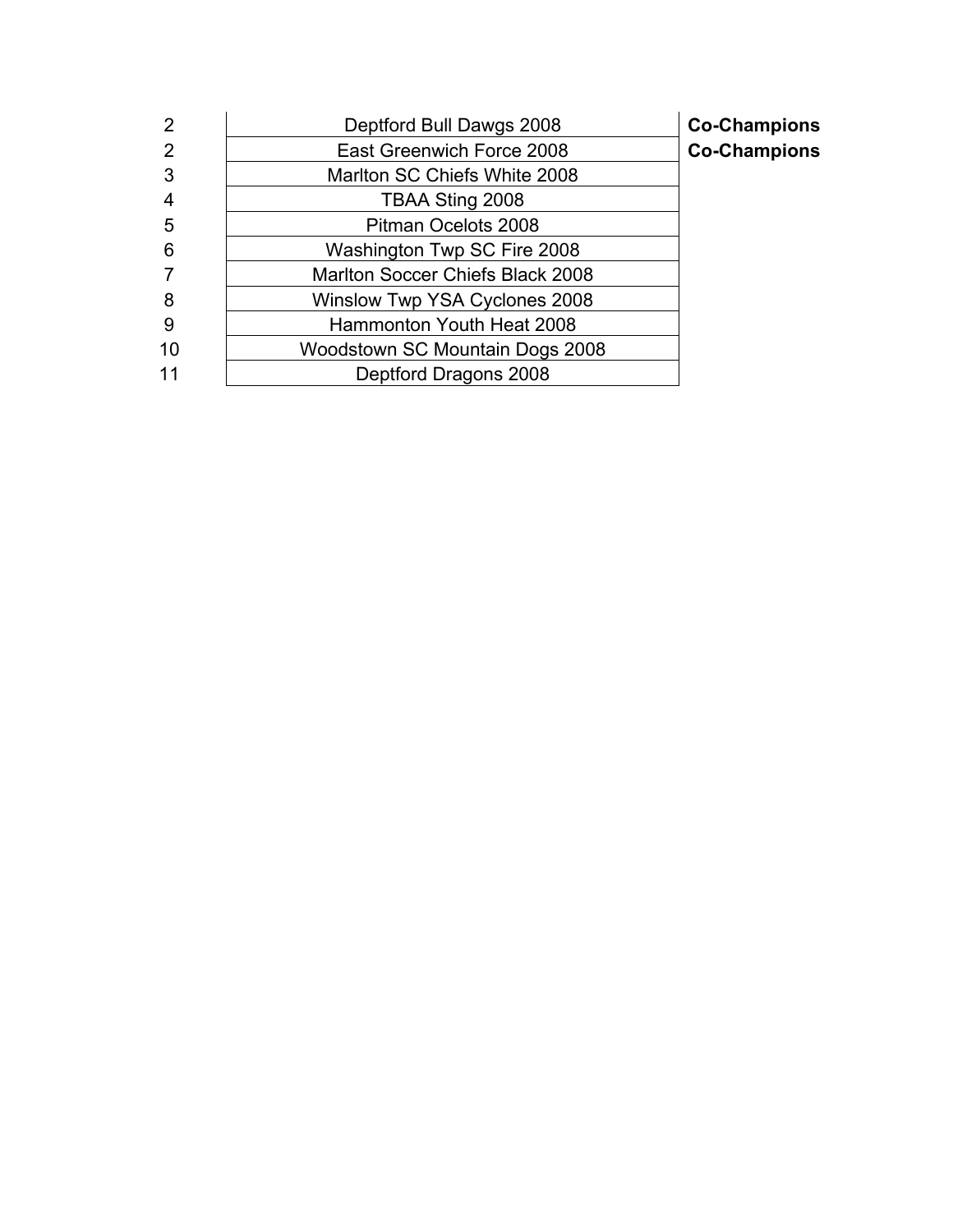| | | |
|---|---|---|
| 2 | Deptford Bull Dawgs 2008 | **Co-Champions** |
| 2 | East Greenwich Force 2008 | **Co-Champions** |
| 3 | Marlton SC Chiefs White 2008 | |
| 4 | TBAA Sting 2008 | |
| 5 | Pitman Ocelots 2008 | |
| 6 | Washington Twp SC Fire 2008 | |
| 7 | Marlton Soccer Chiefs Black 2008 | |
| 8 | Winslow Twp YSA Cyclones 2008 | |
| 9 | Hammonton Youth Heat 2008 | |
| 10 | Woodstown SC Mountain Dogs 2008 | |
| 11 | Deptford Dragons 2008 | |